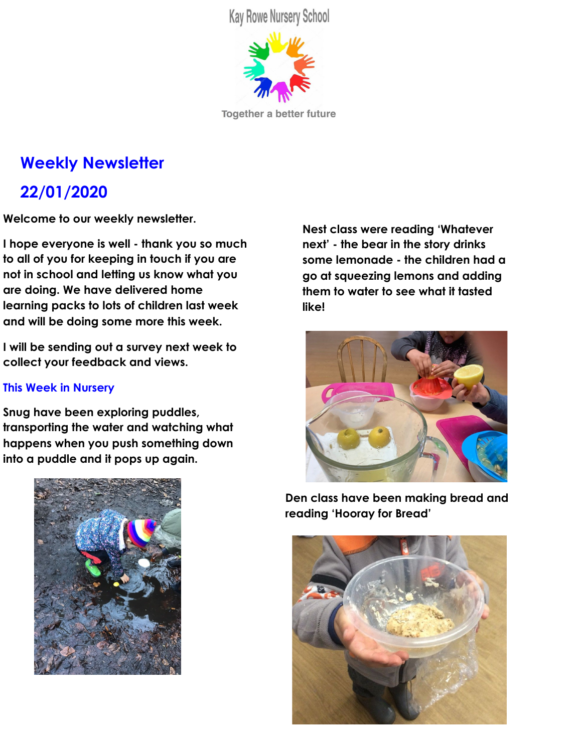Kay Rowe Nursery School

Together a better future

# Weekly Newsletter

# 22/01/2020

**Welcome to our weekly newsletter.**

**I hope everyone is well - thank you so much to all of you for keeping in touch if you are not in school and letting us know what you are doing. We have delivered home learning packs to lots of children last week and will be doing some more this week.**

**I will be sending out a survey next week to collect your feedback and views.**

## This Week in Nursery

**Snug have been exploring puddles, transporting the water and watching what happens when you push something down into a puddle and it pops up again.**

**Nest class were reading 'Whatever next' - the bear in the story drinks some lemonade - the children had a go at squeezing lemons and adding them to water to see what it tasted like!**

**Den class have been making bread and reading 'Hooray for Bread'**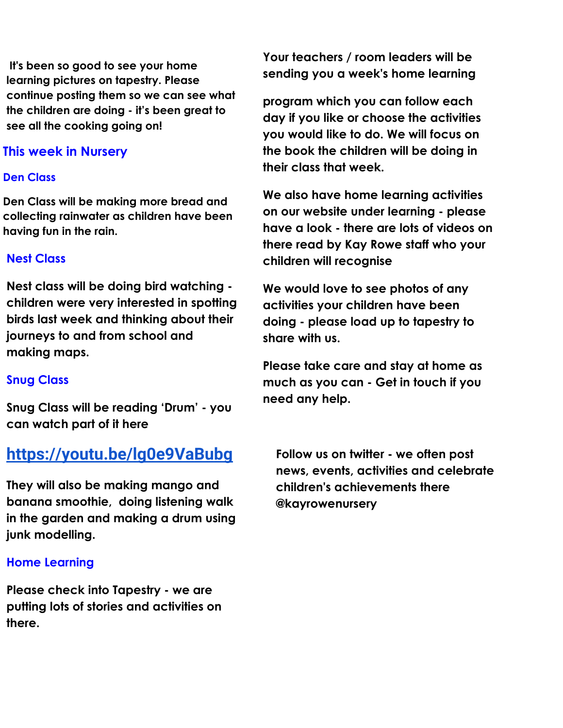It's been so good to see your home learning pictures on tapestry. Please continue posting them so we can see what the children are doing - it's been great to see all the cooking going on!

## This week in Nursery

### Den Class

Den Class will be making more bread and collecting rainwater as children have been having fun in the rain.

### Nest Class

Nest class will be doing bird watching - children were very interested in spotting birds last week and thinking about their journeys to and from school and making maps.

### Snug Class

Snug Class will be reading 'Drum' - you can watch part of it here

**https://youtu.be/lg0e9VaBubg**

They will also be making mango and banana smoothie, doing listening walk in the garden and making a drum using junk modelling.

### Home Learning

Please check into Tapestry - we are putting lots of stories and activities on there.

Your teachers / room leaders will be sending you a week's home learning program which you can follow each day if you like or choose the activities you would like to do. We will focus on the book the children will be doing in their class that week.

We also have home learning activities on our website under learning - please have a look - there are lots of videos on there read by Kay Rowe staff who your children will recognise

We would love to see photos of any activities your children have been doing - please load up to tapestry to share with us.

Please take care and stay at home as much as you can - Get in touch if you need any help.

Follow us on twitter - we often post news, events, activities and celebrate children's achievements there @kayrowenursery